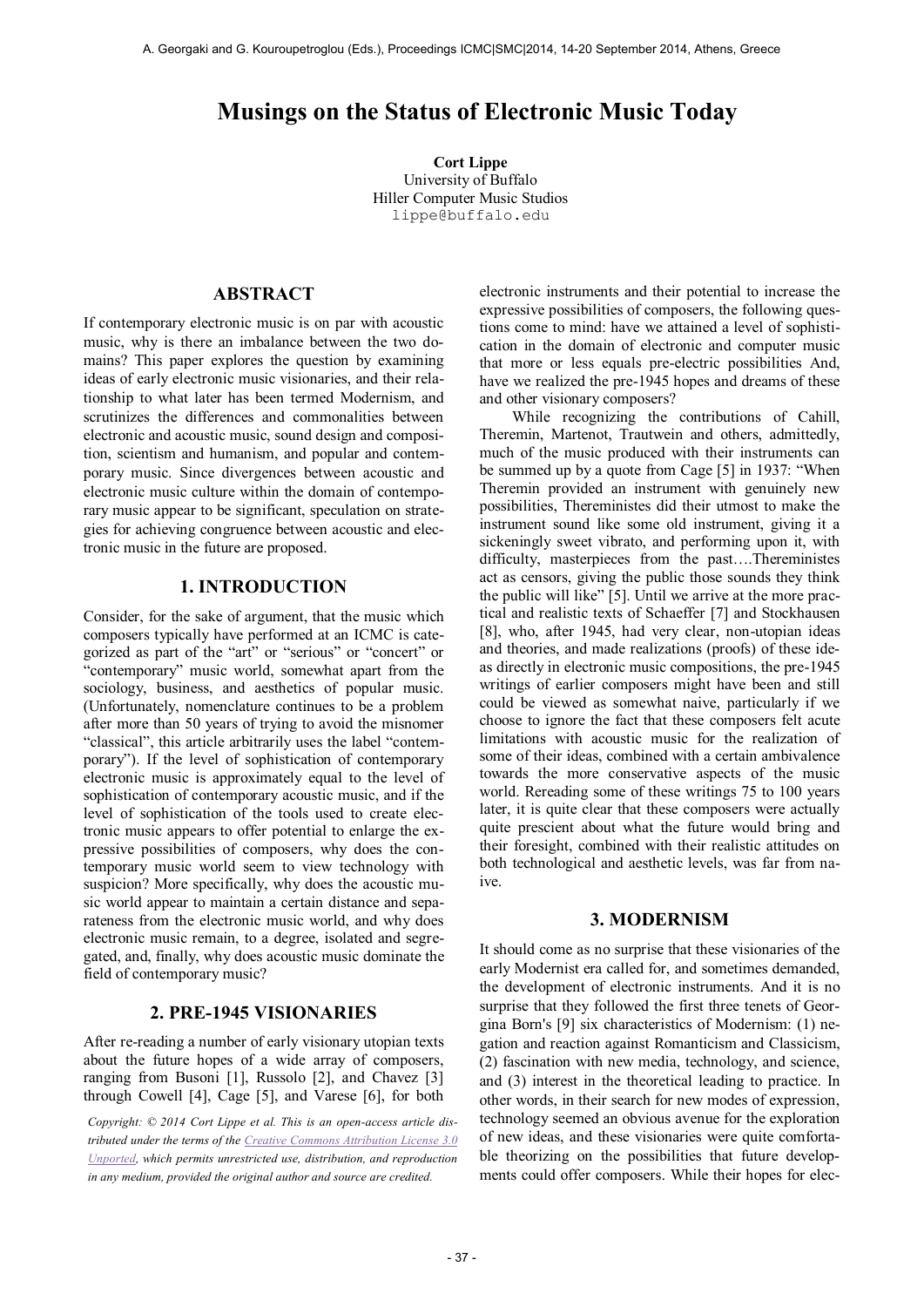# Musings on the Status of Electronic Music Today

**Cort Lippe**
University of Buffalo
Hiller Computer Music Studios
lippe@buffalo.edu

## ABSTRACT

If contemporary electronic music is on par with acoustic music, why is there an imbalance between the two domains? This paper explores the question by examining ideas of early electronic music visionaries, and their relationship to what later has been termed Modernism, and scrutinizes the differences and commonalities between electronic and acoustic music, sound design and composition, scientism and humanism, and popular and contemporary music. Since divergences between acoustic and electronic music culture within the domain of contemporary music appear to be significant, speculation on strategies for achieving congruence between acoustic and electronic music in the future are proposed.

## 1. INTRODUCTION

Consider, for the sake of argument, that the music which composers typically have performed at an ICMC is categorized as part of the "art" or "serious" or "concert" or "contemporary" music world, somewhat apart from the sociology, business, and aesthetics of popular music. (Unfortunately, nomenclature continues to be a problem after more than 50 years of trying to avoid the misnomer "classical", this article arbitrarily uses the label "contemporary"). If the level of sophistication of contemporary electronic music is approximately equal to the level of sophistication of contemporary acoustic music, and if the level of sophistication of the tools used to create electronic music appears to offer potential to enlarge the expressive possibilities of composers, why does the contemporary music world seem to view technology with suspicion? More specifically, why does the acoustic music world appear to maintain a certain distance and separateness from the electronic music world, and why does electronic music remain, to a degree, isolated and segregated, and, finally, why does acoustic music dominate the field of contemporary music?

## 2. PRE-1945 VISIONARIES

After re-reading a number of early visionary utopian texts about the future hopes of a wide array of composers, ranging from Busoni [1], Russolo [2], and Chavez [3] through Cowell [4], Cage [5], and Varese [6], for both electronic instruments and their potential to increase the expressive possibilities of composers, the following questions come to mind: have we attained a level of sophistication in the domain of electronic and computer music that more or less equals pre-electric possibilities And, have we realized the pre-1945 hopes and dreams of these and other visionary composers?

While recognizing the contributions of Cahill, Theremin, Martenot, Trautwein and others, admittedly, much of the music produced with their instruments can be summed up by a quote from Cage [5] in 1937: "When Theremin provided an instrument with genuinely new possibilities, Thereministes did their utmost to make the instrument sound like some old instrument, giving it a sickeningly sweet vibrato, and performing upon it, with difficulty, masterpieces from the past….Thereministes act as censors, giving the public those sounds they think the public will like" [5]. Until we arrive at the more practical and realistic texts of Schaeffer [7] and Stockhausen [8], who, after 1945, had very clear, non-utopian ideas and theories, and made realizations (proofs) of these ideas directly in electronic music compositions, the pre-1945 writings of earlier composers might have been and still could be viewed as somewhat naive, particularly if we choose to ignore the fact that these composers felt acute limitations with acoustic music for the realization of some of their ideas, combined with a certain ambivalence towards the more conservative aspects of the music world. Rereading some of these writings 75 to 100 years later, it is quite clear that these composers were actually quite prescient about what the future would bring and their foresight, combined with their realistic attitudes on both technological and aesthetic levels, was far from naive.

## 3. MODERNISM

It should come as no surprise that these visionaries of the early Modernist era called for, and sometimes demanded, the development of electronic instruments. And it is no surprise that they followed the first three tenets of Georgina Born's [9] six characteristics of Modernism: (1) negation and reaction against Romanticism and Classicism, (2) fascination with new media, technology, and science, and (3) interest in the theoretical leading to practice. In other words, in their search for new modes of expression, technology seemed an obvious avenue for the exploration of new ideas, and these visionaries were quite comfortable theorizing on the possibilities that future developments could offer composers. While their hopes for elec-

*Copyright: © 2014 Cort Lippe et al. This is an open-access article distributed under the terms of the Creative Commons Attribution License 3.0 Unported, which permits unrestricted use, distribution, and reproduction in any medium, provided the original author and source are credited.*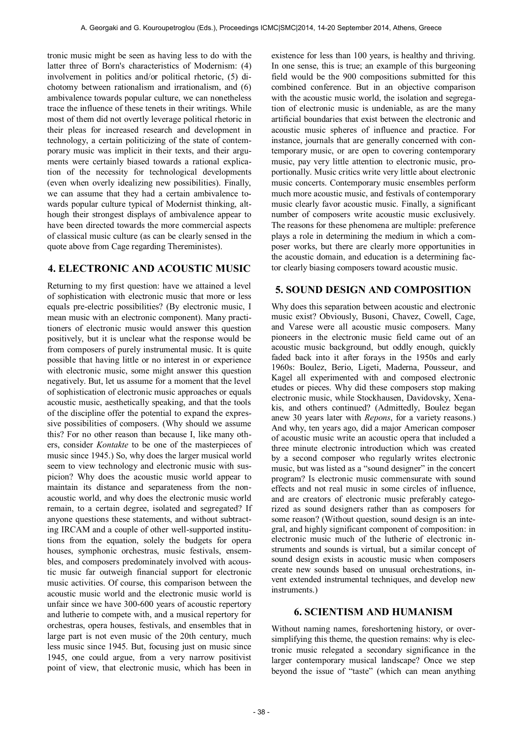tronic music might be seen as having less to do with the latter three of Born's characteristics of Modernism: (4) involvement in politics and/or political rhetoric, (5) dichotomy between rationalism and irrationalism, and (6) ambivalence towards popular culture, we can nonetheless trace the influence of these tenets in their writings. While most of them did not overtly leverage political rhetoric in their pleas for increased research and development in technology, a certain politicizing of the state of contemporary music was implicit in their texts, and their arguments were certainly biased towards a rational explication of the necessity for technological developments (even when overly idealizing new possibilities). Finally, we can assume that they had a certain ambivalence towards popular culture typical of Modernist thinking, although their strongest displays of ambivalence appear to have been directed towards the more commercial aspects of classical music culture (as can be clearly sensed in the quote above from Cage regarding Thereministes).

## 4. ELECTRONIC AND ACOUSTIC MUSIC

Returning to my first question: have we attained a level of sophistication with electronic music that more or less equals pre-electric possibilities? (By electronic music, I mean music with an electronic component). Many practitioners of electronic music would answer this question positively, but it is unclear what the response would be from composers of purely instrumental music. It is quite possible that having little or no interest in or experience with electronic music, some might answer this question negatively. But, let us assume for a moment that the level of sophistication of electronic music approaches or equals acoustic music, aesthetically speaking, and that the tools of the discipline offer the potential to expand the expressive possibilities of composers. (Why should we assume this? For no other reason than because I, like many others, consider *Kontakte* to be one of the masterpieces of music since 1945.) So, why does the larger musical world seem to view technology and electronic music with suspicion? Why does the acoustic music world appear to maintain its distance and separateness from the non-acoustic world, and why does the electronic music world remain, to a certain degree, isolated and segregated? If anyone questions these statements, and without subtracting IRCAM and a couple of other well-supported institutions from the equation, solely the budgets for opera houses, symphonic orchestras, music festivals, ensembles, and composers predominately involved with acoustic music far outweigh financial support for electronic music activities. Of course, this comparison between the acoustic music world and the electronic music world is unfair since we have 300-600 years of acoustic repertory and lutherie to compete with, and a musical repertory for orchestras, opera houses, festivals, and ensembles that in large part is not even music of the 20th century, much less music since 1945. But, focusing just on music since 1945, one could argue, from a very narrow positivist point of view, that electronic music, which has been in existence for less than 100 years, is healthy and thriving. In one sense, this is true; an example of this burgeoning field would be the 900 compositions submitted for this combined conference. But in an objective comparison with the acoustic music world, the isolation and segregation of electronic music is undeniable, as are the many artificial boundaries that exist between the electronic and acoustic music spheres of influence and practice. For instance, journals that are generally concerned with contemporary music, or are open to covering contemporary music, pay very little attention to electronic music, proportionally. Music critics write very little about electronic music concerts. Contemporary music ensembles perform much more acoustic music, and festivals of contemporary music clearly favor acoustic music. Finally, a significant number of composers write acoustic music exclusively. The reasons for these phenomena are multiple: preference plays a role in determining the medium in which a composer works, but there are clearly more opportunities in the acoustic domain, and education is a determining factor clearly biasing composers toward acoustic music.

## 5. SOUND DESIGN AND COMPOSITION

Why does this separation between acoustic and electronic music exist? Obviously, Busoni, Chavez, Cowell, Cage, and Varese were all acoustic music composers. Many pioneers in the electronic music field came out of an acoustic music background, but oddly enough, quickly faded back into it after forays in the 1950s and early 1960s: Boulez, Berio, Ligeti, Maderna, Pousseur, and Kagel all experimented with and composed electronic etudes or pieces. Why did these composers stop making electronic music, while Stockhausen, Davidovsky, Xenakis, and others continued? (Admittedly, Boulez began anew 30 years later with *Repons*, for a variety reasons.) And why, ten years ago, did a major American composer of acoustic music write an acoustic opera that included a three minute electronic introduction which was created by a second composer who regularly writes electronic music, but was listed as a "sound designer" in the concert program? Is electronic music commensurate with sound effects and not real music in some circles of influence, and are creators of electronic music preferably categorized as sound designers rather than as composers for some reason? (Without question, sound design is an integral, and highly significant component of composition: in electronic music much of the lutherie of electronic instruments and sounds is virtual, but a similar concept of sound design exists in acoustic music when composers create new sounds based on unusual orchestrations, invent extended instrumental techniques, and develop new instruments.)

## 6. SCIENTISM AND HUMANISM

Without naming names, foreshortening history, or oversimplifying this theme, the question remains: why is electronic music relegated a secondary significance in the larger contemporary musical landscape? Once we step beyond the issue of "taste" (which can mean anything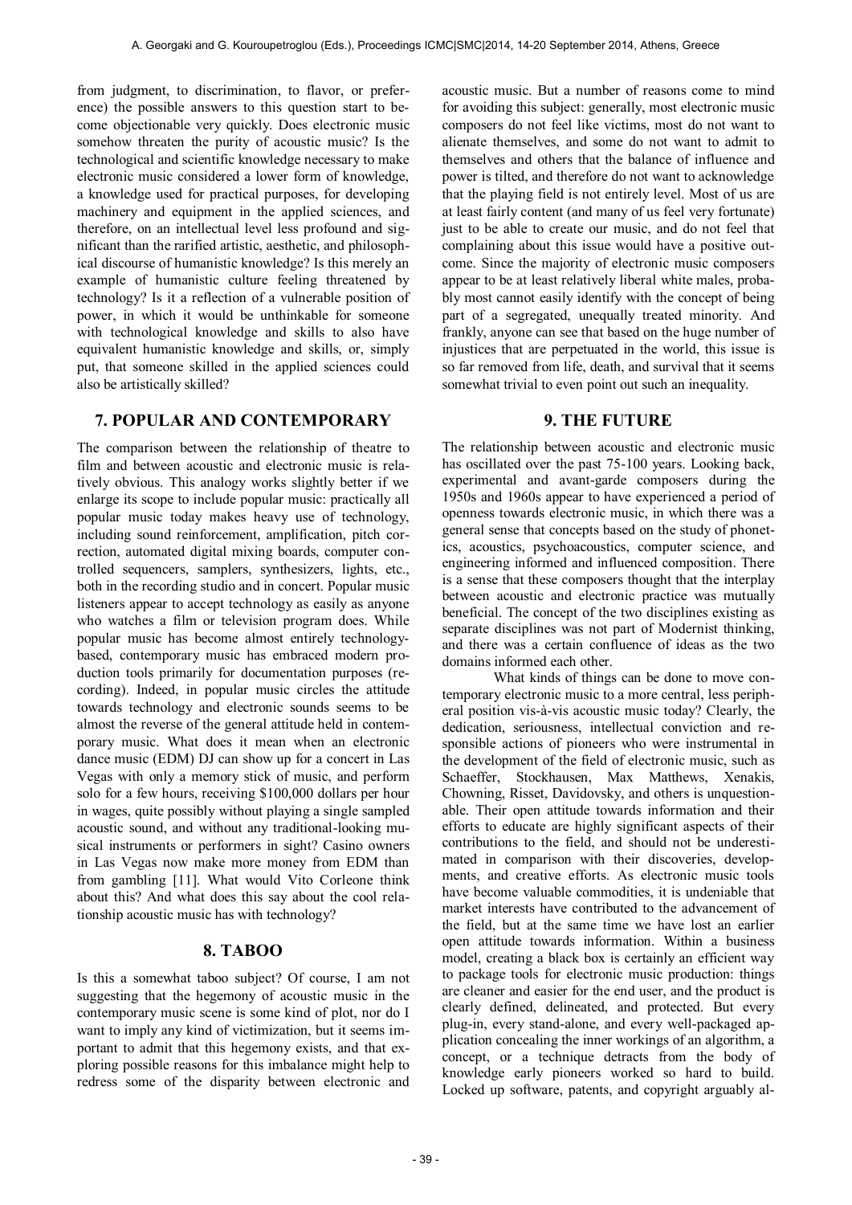from judgment, to discrimination, to flavor, or preference) the possible answers to this question start to become objectionable very quickly. Does electronic music somehow threaten the purity of acoustic music? Is the technological and scientific knowledge necessary to make electronic music considered a lower form of knowledge, a knowledge used for practical purposes, for developing machinery and equipment in the applied sciences, and therefore, on an intellectual level less profound and significant than the rarified artistic, aesthetic, and philosophical discourse of humanistic knowledge? Is this merely an example of humanistic culture feeling threatened by technology? Is it a reflection of a vulnerable position of power, in which it would be unthinkable for someone with technological knowledge and skills to also have equivalent humanistic knowledge and skills, or, simply put, that someone skilled in the applied sciences could also be artistically skilled?

## 7. POPULAR AND CONTEMPORARY

The comparison between the relationship of theatre to film and between acoustic and electronic music is relatively obvious. This analogy works slightly better if we enlarge its scope to include popular music: practically all popular music today makes heavy use of technology, including sound reinforcement, amplification, pitch correction, automated digital mixing boards, computer controlled sequencers, samplers, synthesizers, lights, etc., both in the recording studio and in concert. Popular music listeners appear to accept technology as easily as anyone who watches a film or television program does. While popular music has become almost entirely technology-based, contemporary music has embraced modern production tools primarily for documentation purposes (recording). Indeed, in popular music circles the attitude towards technology and electronic sounds seems to be almost the reverse of the general attitude held in contemporary music. What does it mean when an electronic dance music (EDM) DJ can show up for a concert in Las Vegas with only a memory stick of music, and perform solo for a few hours, receiving $100,000 dollars per hour in wages, quite possibly without playing a single sampled acoustic sound, and without any traditional-looking musical instruments or performers in sight? Casino owners in Las Vegas now make more money from EDM than from gambling [11]. What would Vito Corleone think about this? And what does this say about the cool relationship acoustic music has with technology?

## 8. TABOO

Is this a somewhat taboo subject? Of course, I am not suggesting that the hegemony of acoustic music in the contemporary music scene is some kind of plot, nor do I want to imply any kind of victimization, but it seems important to admit that this hegemony exists, and that exploring possible reasons for this imbalance might help to redress some of the disparity between electronic and acoustic music. But a number of reasons come to mind for avoiding this subject: generally, most electronic music composers do not feel like victims, most do not want to alienate themselves, and some do not want to admit to themselves and others that the balance of influence and power is tilted, and therefore do not want to acknowledge that the playing field is not entirely level. Most of us are at least fairly content (and many of us feel very fortunate) just to be able to create our music, and do not feel that complaining about this issue would have a positive outcome. Since the majority of electronic music composers appear to be at least relatively liberal white males, probably most cannot easily identify with the concept of being part of a segregated, unequally treated minority. And frankly, anyone can see that based on the huge number of injustices that are perpetuated in the world, this issue is so far removed from life, death, and survival that it seems somewhat trivial to even point out such an inequality.

## 9. THE FUTURE

The relationship between acoustic and electronic music has oscillated over the past 75-100 years. Looking back, experimental and avant-garde composers during the 1950s and 1960s appear to have experienced a period of openness towards electronic music, in which there was a general sense that concepts based on the study of phonetics, acoustics, psychoacoustics, computer science, and engineering informed and influenced composition. There is a sense that these composers thought that the interplay between acoustic and electronic practice was mutually beneficial. The concept of the two disciplines existing as separate disciplines was not part of Modernist thinking, and there was a certain confluence of ideas as the two domains informed each other.

What kinds of things can be done to move contemporary electronic music to a more central, less peripheral position vis-à-vis acoustic music today? Clearly, the dedication, seriousness, intellectual conviction and responsible actions of pioneers who were instrumental in the development of the field of electronic music, such as Schaeffer, Stockhausen, Max Matthews, Xenakis, Chowning, Risset, Davidovsky, and others is unquestionable. Their open attitude towards information and their efforts to educate are highly significant aspects of their contributions to the field, and should not be underestimated in comparison with their discoveries, developments, and creative efforts. As electronic music tools have become valuable commodities, it is undeniable that market interests have contributed to the advancement of the field, but at the same time we have lost an earlier open attitude towards information. Within a business model, creating a black box is certainly an efficient way to package tools for electronic music production: things are cleaner and easier for the end user, and the product is clearly defined, delineated, and protected. But every plug-in, every stand-alone, and every well-packaged application concealing the inner workings of an algorithm, a concept, or a technique detracts from the body of knowledge early pioneers worked so hard to build. Locked up software, patents, and copyright arguably al-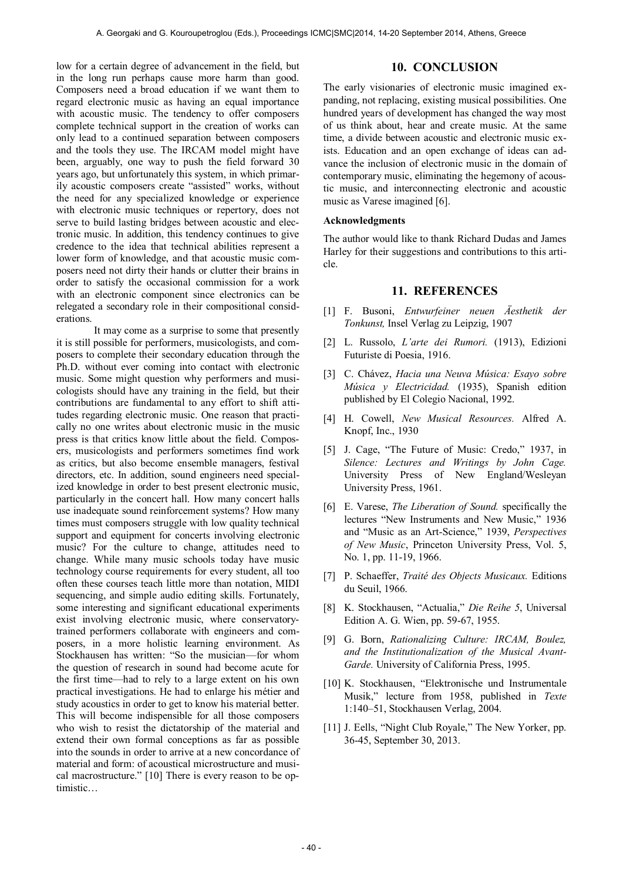low for a certain degree of advancement in the field, but in the long run perhaps cause more harm than good. Composers need a broad education if we want them to regard electronic music as having an equal importance with acoustic music. The tendency to offer composers complete technical support in the creation of works can only lead to a continued separation between composers and the tools they use. The IRCAM model might have been, arguably, one way to push the field forward 30 years ago, but unfortunately this system, in which primarily acoustic composers create "assisted" works, without the need for any specialized knowledge or experience with electronic music techniques or repertory, does not serve to build lasting bridges between acoustic and electronic music. In addition, this tendency continues to give credence to the idea that technical abilities represent a lower form of knowledge, and that acoustic music composers need not dirty their hands or clutter their brains in order to satisfy the occasional commission for a work with an electronic component since electronics can be relegated a secondary role in their compositional considerations.

It may come as a surprise to some that presently it is still possible for performers, musicologists, and composers to complete their secondary education through the Ph.D. without ever coming into contact with electronic music. Some might question why performers and musicologists should have any training in the field, but their contributions are fundamental to any effort to shift attitudes regarding electronic music. One reason that practically no one writes about electronic music in the music press is that critics know little about the field. Composers, musicologists and performers sometimes find work as critics, but also become ensemble managers, festival directors, etc. In addition, sound engineers need specialized knowledge in order to best present electronic music, particularly in the concert hall. How many concert halls use inadequate sound reinforcement systems? How many times must composers struggle with low quality technical support and equipment for concerts involving electronic music? For the culture to change, attitudes need to change. While many music schools today have music technology course requirements for every student, all too often these courses teach little more than notation, MIDI sequencing, and simple audio editing skills. Fortunately, some interesting and significant educational experiments exist involving electronic music, where conservatory-trained performers collaborate with engineers and composers, in a more holistic learning environment. As Stockhausen has written: "So the musician—for whom the question of research in sound had become acute for the first time—had to rely to a large extent on his own practical investigations. He had to enlarge his métier and study acoustics in order to get to know his material better. This will become indispensable for all those composers who wish to resist the dictatorship of the material and extend their own formal conceptions as far as possible into the sounds in order to arrive at a new concordance of material and form: of acoustical microstructure and musical macrostructure." [10] There is every reason to be optimistic…

## 10. CONCLUSION

The early visionaries of electronic music imagined expanding, not replacing, existing musical possibilities. One hundred years of development has changed the way most of us think about, hear and create music. At the same time, a divide between acoustic and electronic music exists. Education and an open exchange of ideas can advance the inclusion of electronic music in the domain of contemporary music, eliminating the hegemony of acoustic music, and interconnecting electronic and acoustic music as Varese imagined [6].

**Acknowledgments**

The author would like to thank Richard Dudas and James Harley for their suggestions and contributions to this article.

## 11. REFERENCES

[1] F. Busoni, *Entwurfeiner neuen Äesthetik der Tonkunst,* Insel Verlag zu Leipzig, 1907

[2] L. Russolo, *L'arte dei Rumori.* (1913), Edizioni Futuriste di Poesia, 1916.

[3] C. Chávez, *Hacia una Neuva Música: Esayo sobre Música y Electricidad.* (1935), Spanish edition published by El Colegio Nacional, 1992.

[4] H. Cowell, *New Musical Resources.* Alfred A. Knopf, Inc., 1930

[5] J. Cage, "The Future of Music: Credo," 1937, in *Silence: Lectures and Writings by John Cage.* University Press of New England/Wesleyan University Press, 1961.

[6] E. Varese, *The Liberation of Sound.* specifically the lectures "New Instruments and New Music," 1936 and "Music as an Art-Science," 1939, *Perspectives of New Music*, Princeton University Press, Vol. 5, No. 1, pp. 11-19, 1966.

[7] P. Schaeffer, *Traité des Objects Musicaux.* Editions du Seuil, 1966.

[8] K. Stockhausen, "Actualia," *Die Reihe 5*, Universal Edition A. G. Wien, pp. 59-67, 1955.

[9] G. Born, *Rationalizing Culture: IRCAM, Boulez, and the Institutionalization of the Musical Avant-Garde.* University of California Press, 1995.

[10] K. Stockhausen, "Elektronische und Instrumentale Musik," lecture from 1958, published in *Texte* 1:140–51, Stockhausen Verlag, 2004.

[11] J. Eells, "Night Club Royale," The New Yorker, pp. 36-45, September 30, 2013.